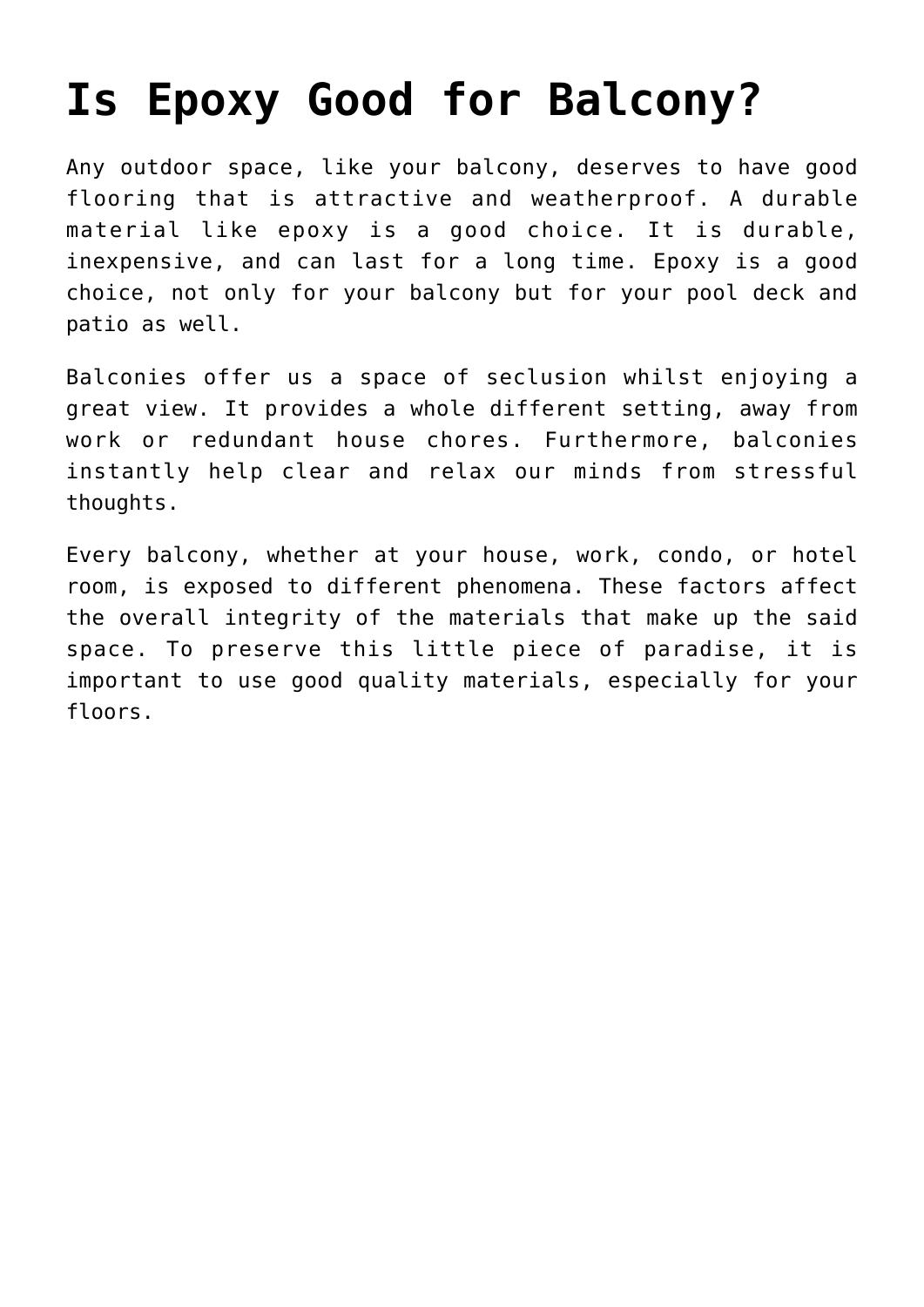# Is Epoxy Good for Balcony?

Any outdoor space, like your balcony, deserves to have good flooring that is attractive and weatherproof. A durable material like epoxy is a good choice. It is durable, inexpensive, and can last for a long time. Epoxy is a good choice, not only for your balcony but for your pool deck and patio as well.

Balconies offer us a space of seclusion whilst enjoying a great view. It provides a whole different setting, away from work or redundant house chores. Furthermore, balconies instantly help clear and relax our minds from stressful thoughts.

Every balcony, whether at your house, work, condo, or hotel room, is exposed to different phenomena. These factors affect the overall integrity of the materials that make up the said space. To preserve this little piece of paradise, it is important to use good quality materials, especially for your floors.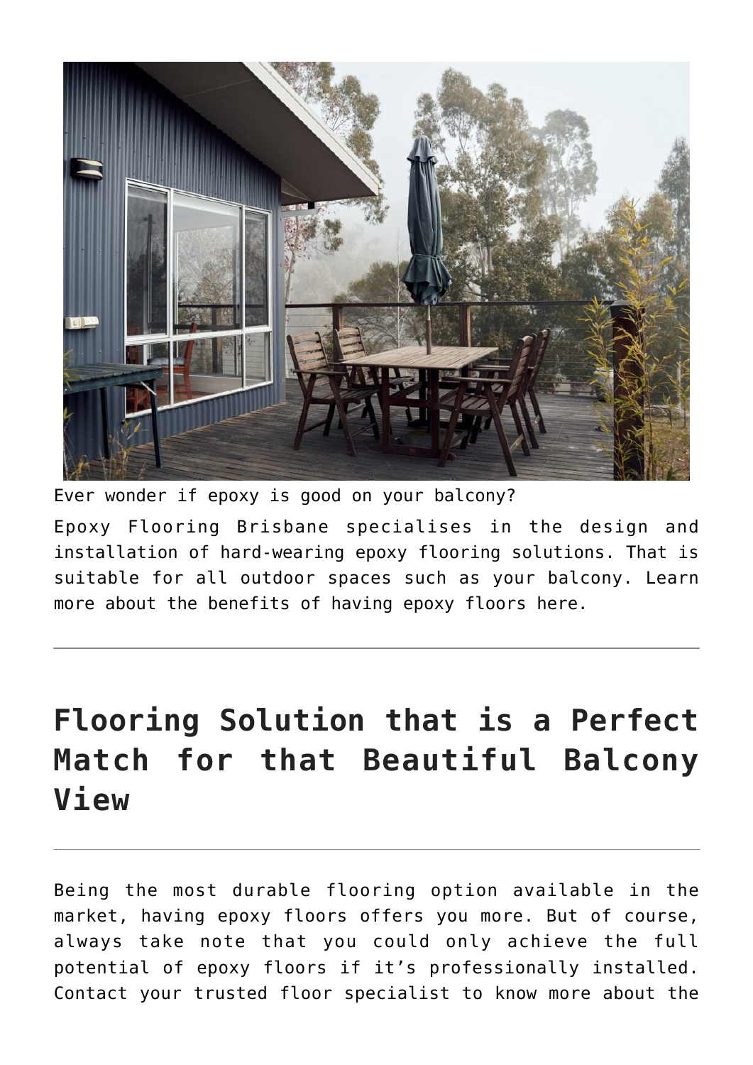Ever wonder if epoxy is good on your balcony?

Epoxy Flooring Brisbane specialises in the design and installation of hard-wearing epoxy flooring solutions. That is suitable for all outdoor spaces such as your balcony. Learn more about the benefits of having epoxy floors here.

---

# Flooring Solution that is a Perfect Match for that Beautiful Balcony View

---

Being the most durable flooring option available in the market, having epoxy floors offers you more. But of course, always take note that you could only achieve the full potential of epoxy floors if it's professionally installed. Contact your trusted floor specialist to know more about the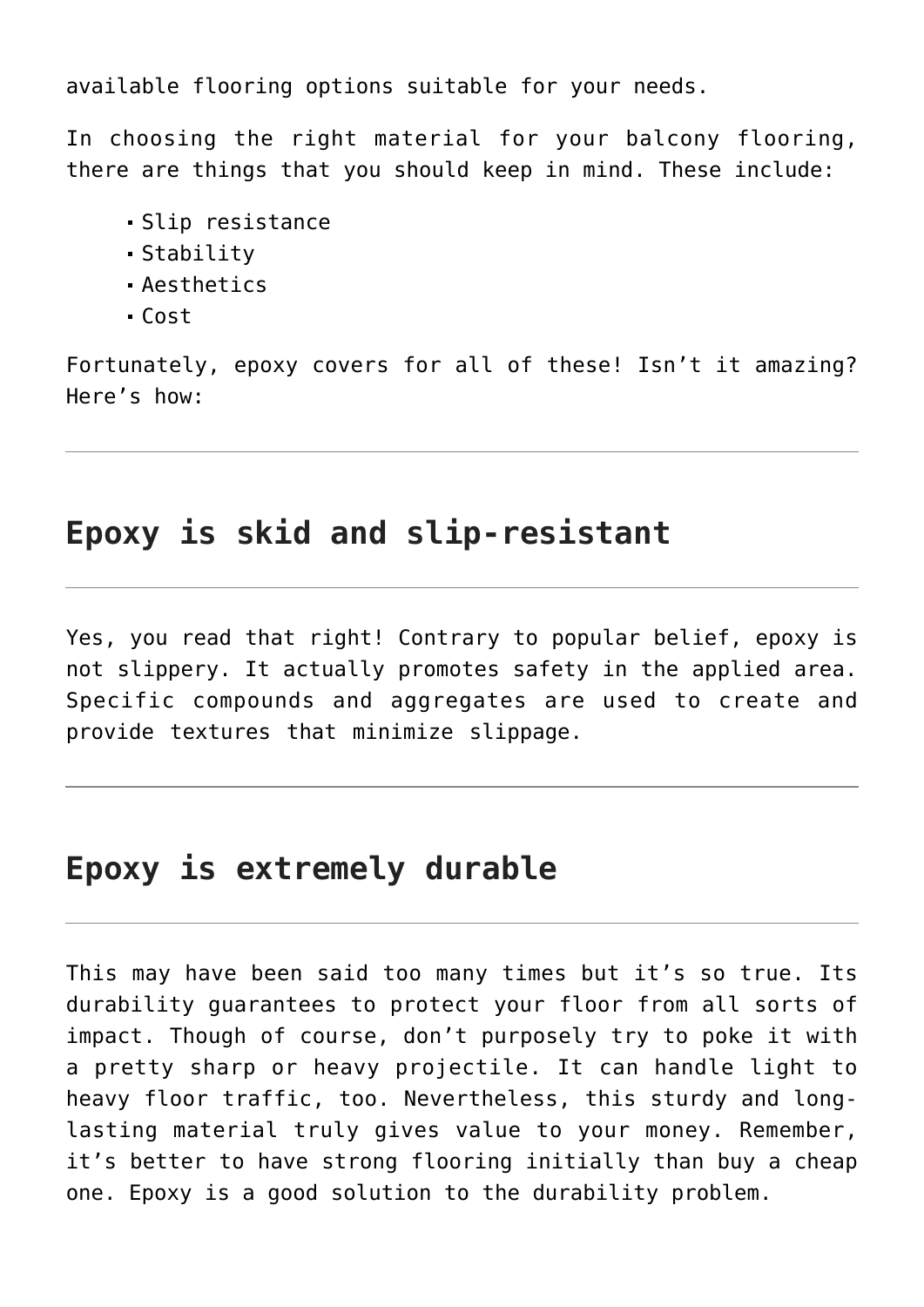available flooring options suitable for your needs.

In choosing the right material for your balcony flooring, there are things that you should keep in mind. These include:

- Slip resistance
- Stability
- Aesthetics
- Cost

Fortunately, epoxy covers for all of these! Isn't it amazing? Here's how:

---

## Epoxy is skid and slip-resistant

---

Yes, you read that right! Contrary to popular belief, epoxy is not slippery. It actually promotes safety in the applied area. Specific compounds and aggregates are used to create and provide textures that minimize slippage.

---

## Epoxy is extremely durable

---

This may have been said too many times but it's so true. Its durability guarantees to protect your floor from all sorts of impact. Though of course, don't purposely try to poke it with a pretty sharp or heavy projectile. It can handle light to heavy floor traffic, too. Nevertheless, this sturdy and long-lasting material truly gives value to your money. Remember, it's better to have strong flooring initially than buy a cheap one. Epoxy is a good solution to the durability problem.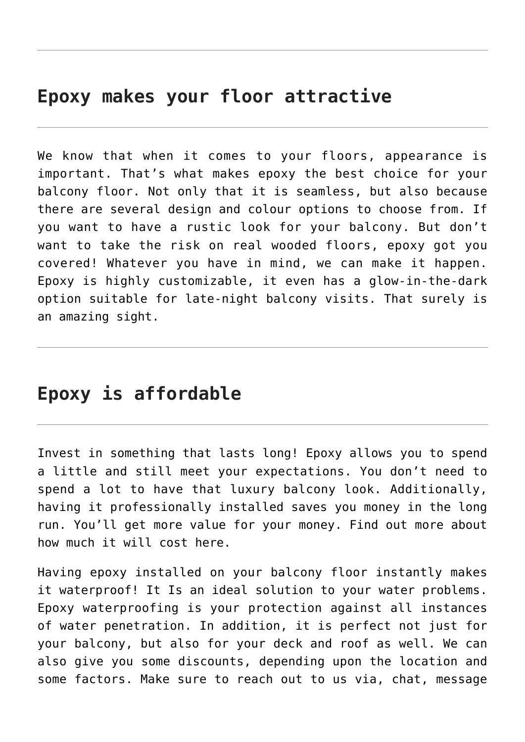---

## Epoxy makes your floor attractive

---

We know that when it comes to your floors, appearance is important. That's what makes epoxy the best choice for your balcony floor. Not only that it is seamless, but also because there are several design and colour options to choose from. If you want to have a rustic look for your balcony. But don't want to take the risk on real wooded floors, epoxy got you covered! Whatever you have in mind, we can make it happen. Epoxy is highly customizable, it even has a glow-in-the-dark option suitable for late-night balcony visits. That surely is an amazing sight.

---

## Epoxy is affordable

---

Invest in something that lasts long! Epoxy allows you to spend a little and still meet your expectations. You don't need to spend a lot to have that luxury balcony look. Additionally, having it professionally installed saves you money in the long run. You'll get more value for your money. Find out more about how much it will cost here.

Having epoxy installed on your balcony floor instantly makes it waterproof! It Is an ideal solution to your water problems. Epoxy waterproofing is your protection against all instances of water penetration. In addition, it is perfect not just for your balcony, but also for your deck and roof as well. We can also give you some discounts, depending upon the location and some factors. Make sure to reach out to us via, chat, message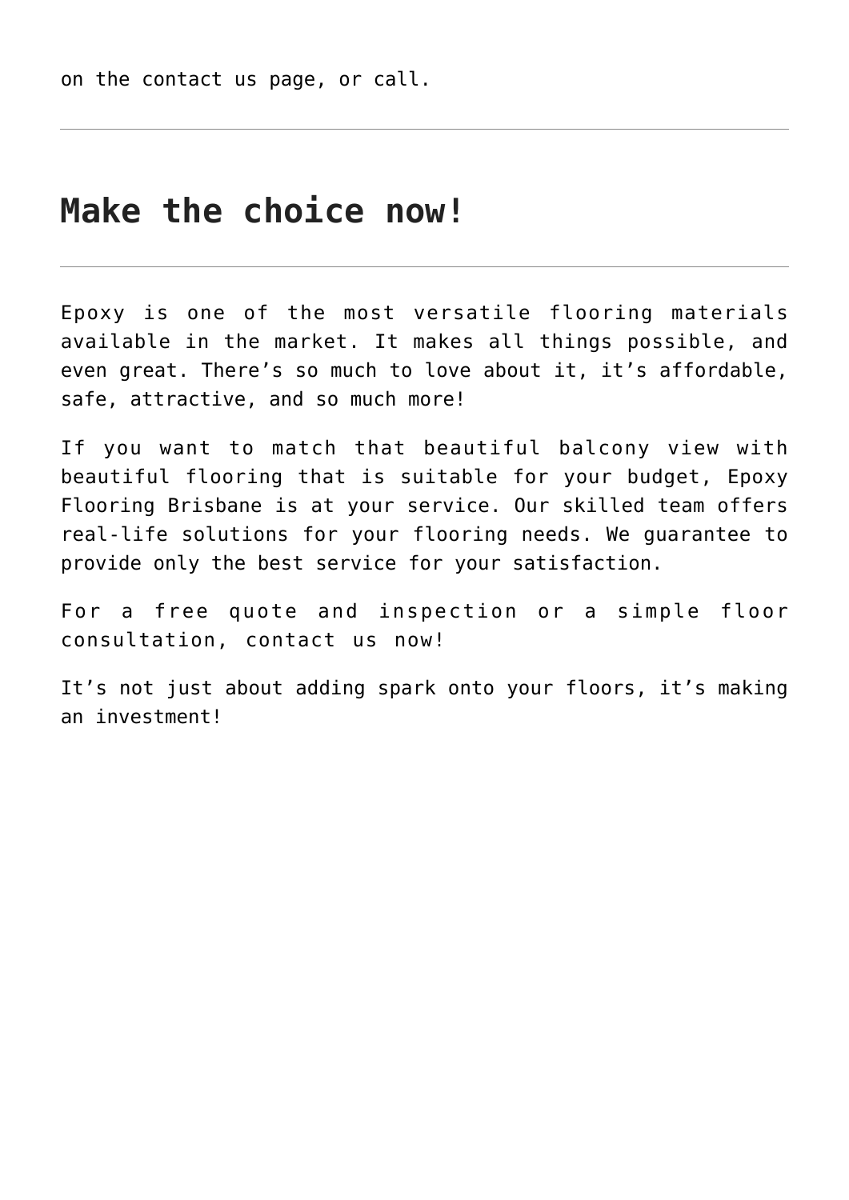on the contact us page, or call.

---

## Make the choice now!

---

Epoxy is one of the most versatile flooring materials available in the market. It makes all things possible, and even great. There's so much to love about it, it's affordable, safe, attractive, and so much more!

If you want to match that beautiful balcony view with beautiful flooring that is suitable for your budget, Epoxy Flooring Brisbane is at your service. Our skilled team offers real-life solutions for your flooring needs. We guarantee to provide only the best service for your satisfaction.

For a free quote and inspection or a simple floor consultation, contact us now!

It's not just about adding spark onto your floors, it's making an investment!